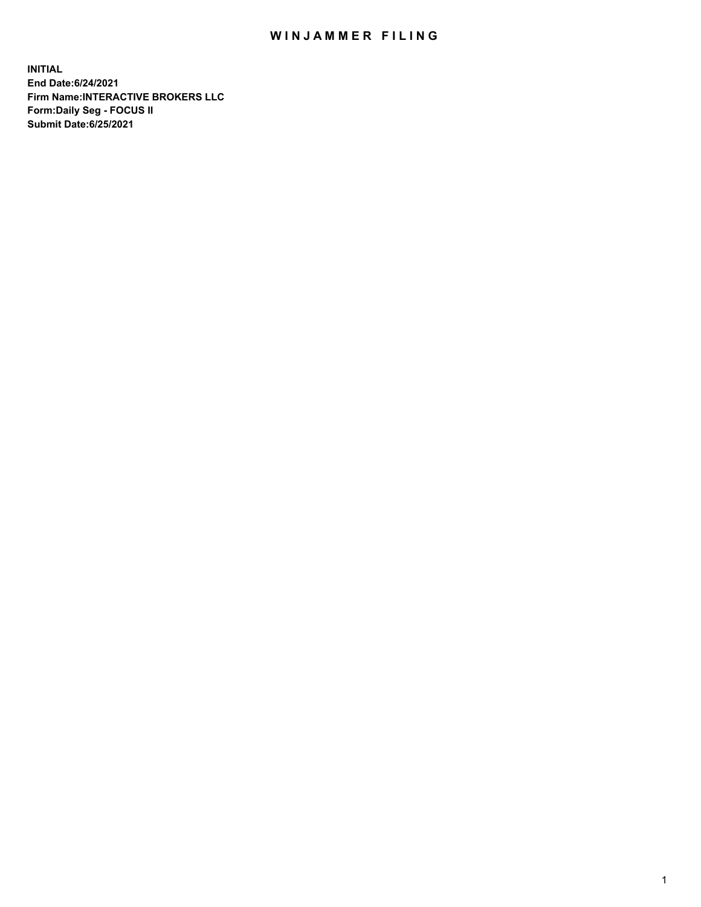# WINJAMMER FILING

**INITIAL**
**End Date:6/24/2021**
**Firm Name:INTERACTIVE BROKERS LLC**
**Form:Daily Seg - FOCUS II**
**Submit Date:6/25/2021**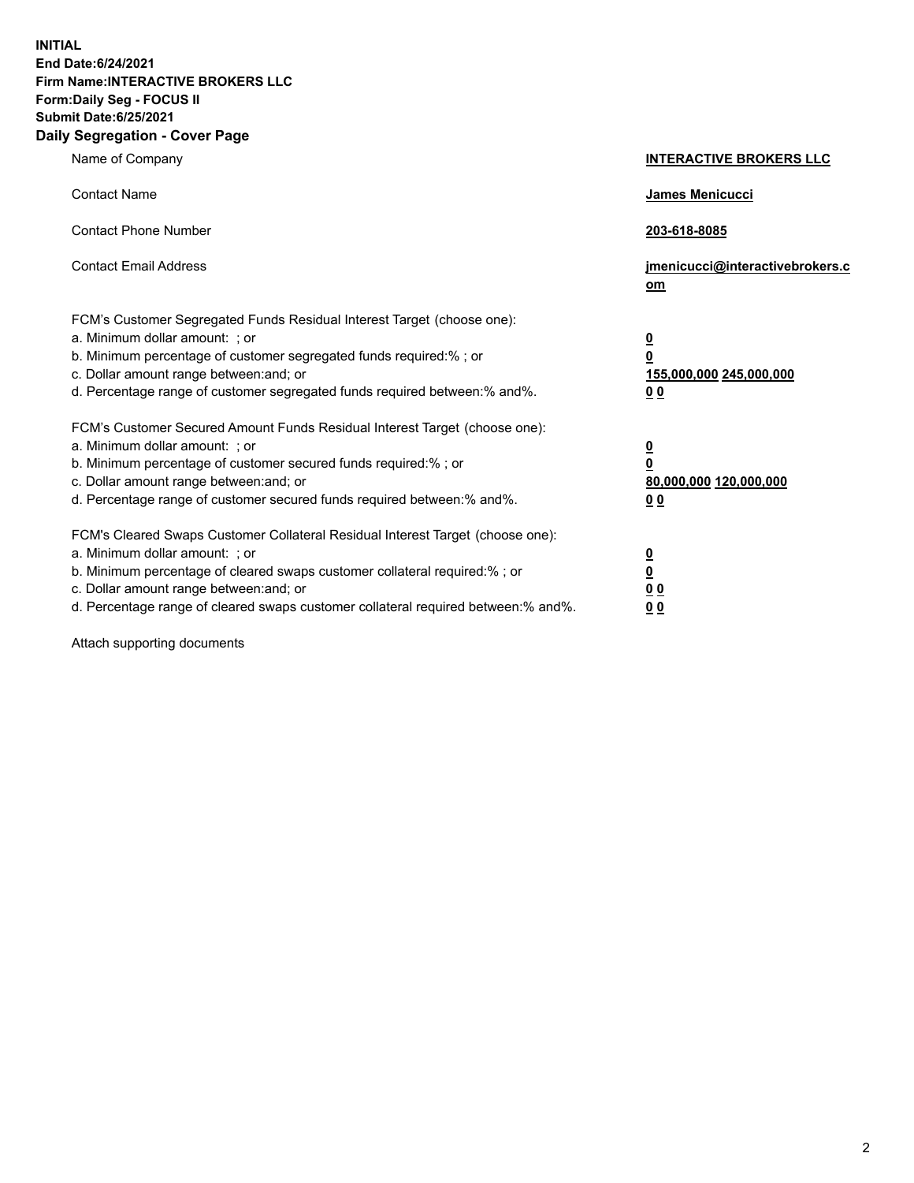**INITIAL**
**End Date:6/24/2021**
**Firm Name:INTERACTIVE BROKERS LLC**
**Form:Daily Seg - FOCUS II**
**Submit Date:6/25/2021**

## Daily Segregation - Cover Page

| | |
|---|---|
| Name of Company | **INTERACTIVE BROKERS LLC** |
| Contact Name | **James Menicucci** |
| Contact Phone Number | **203-618-8085** |
| Contact Email Address | **jmenicucci@interactivebrokers.com** |

FCM's Customer Segregated Funds Residual Interest Target (choose one):

| | |
|---|---|
| a. Minimum dollar amount: ; or | **0** |
| b. Minimum percentage of customer segregated funds required:% ; or | **0** |
| c. Dollar amount range between:and; or | **155,000,000 245,000,000** |
| d. Percentage range of customer segregated funds required between:% and%. | **0 0** |

FCM's Customer Secured Amount Funds Residual Interest Target (choose one):

| | |
|---|---|
| a. Minimum dollar amount: ; or | **0** |
| b. Minimum percentage of customer secured funds required:% ; or | **0** |
| c. Dollar amount range between:and; or | **80,000,000 120,000,000** |
| d. Percentage range of customer secured funds required between:% and%. | **0 0** |

FCM's Cleared Swaps Customer Collateral Residual Interest Target (choose one):

| | |
|---|---|
| a. Minimum dollar amount: ; or | **0** |
| b. Minimum percentage of cleared swaps customer collateral required:% ; or | **0** |
| c. Dollar amount range between:and; or | **0 0** |
| d. Percentage range of cleared swaps customer collateral required between:% and%. | **0 0** |

Attach supporting documents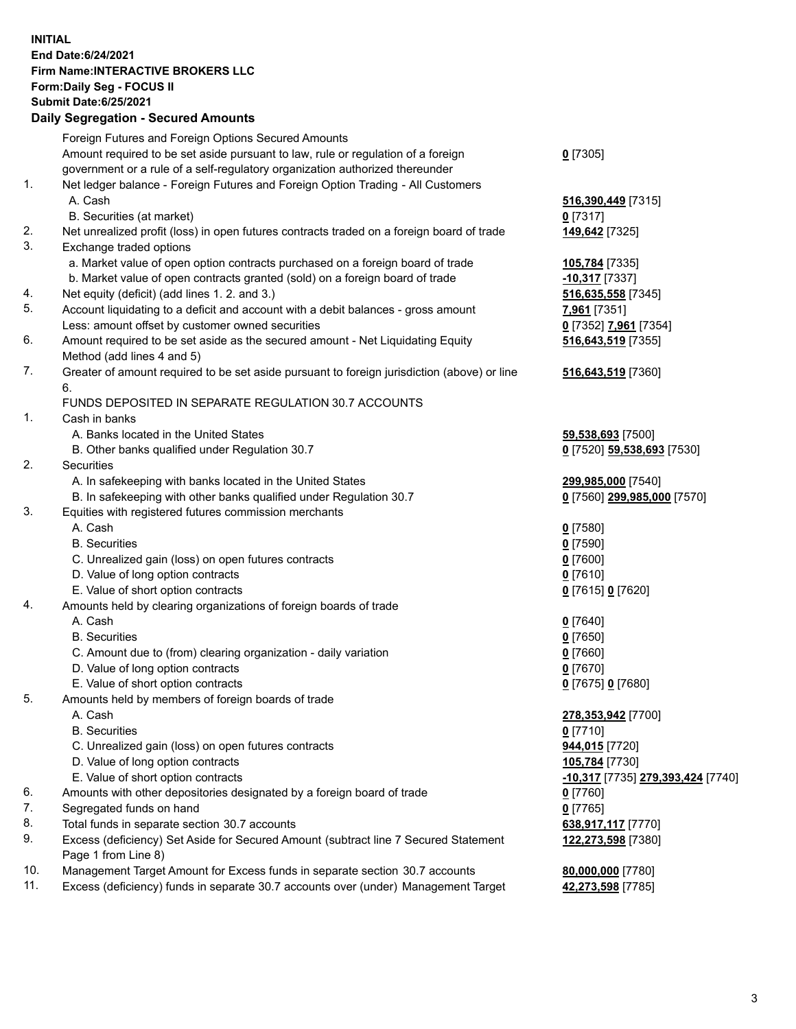**INITIAL**
**End Date:6/24/2021**
**Firm Name:INTERACTIVE BROKERS LLC**
**Form:Daily Seg - FOCUS II**
**Submit Date:6/25/2021**

### Daily Segregation - Secured Amounts

| | | |
|---|---|---|
| | Foreign Futures and Foreign Options Secured Amounts | |
| | Amount required to be set aside pursuant to law, rule or regulation of a foreign government or a rule of a self-regulatory organization authorized thereunder | **0** [7305] |
| 1. | Net ledger balance - Foreign Futures and Foreign Option Trading - All Customers | |
| | A. Cash | **516,390,449** [7315] |
| | B. Securities (at market) | **0** [7317] |
| 2. | Net unrealized profit (loss) in open futures contracts traded on a foreign board of trade | **149,642** [7325] |
| 3. | Exchange traded options | |
| | a. Market value of open option contracts purchased on a foreign board of trade | **105,784** [7335] |
| | b. Market value of open contracts granted (sold) on a foreign board of trade | **-10,317** [7337] |
| 4. | Net equity (deficit) (add lines 1. 2. and 3.) | **516,635,558** [7345] |
| 5. | Account liquidating to a deficit and account with a debit balances - gross amount | **7,961** [7351] |
| | Less: amount offset by customer owned securities | **0** [7352] **7,961** [7354] |
| 6. | Amount required to be set aside as the secured amount - Net Liquidating Equity Method (add lines 4 and 5) | **516,643,519** [7355] |
| 7. | Greater of amount required to be set aside pursuant to foreign jurisdiction (above) or line 6. | **516,643,519** [7360] |
| | FUNDS DEPOSITED IN SEPARATE REGULATION 30.7 ACCOUNTS | |
| 1. | Cash in banks | |
| | A. Banks located in the United States | **59,538,693** [7500] |
| | B. Other banks qualified under Regulation 30.7 | **0** [7520] **59,538,693** [7530] |
| 2. | Securities | |
| | A. In safekeeping with banks located in the United States | **299,985,000** [7540] |
| | B. In safekeeping with other banks qualified under Regulation 30.7 | **0** [7560] **299,985,000** [7570] |
| 3. | Equities with registered futures commission merchants | |
| | A. Cash | **0** [7580] |
| | B. Securities | **0** [7590] |
| | C. Unrealized gain (loss) on open futures contracts | **0** [7600] |
| | D. Value of long option contracts | **0** [7610] |
| | E. Value of short option contracts | **0** [7615] **0** [7620] |
| 4. | Amounts held by clearing organizations of foreign boards of trade | |
| | A. Cash | **0** [7640] |
| | B. Securities | **0** [7650] |
| | C. Amount due to (from) clearing organization - daily variation | **0** [7660] |
| | D. Value of long option contracts | **0** [7670] |
| | E. Value of short option contracts | **0** [7675] **0** [7680] |
| 5. | Amounts held by members of foreign boards of trade | |
| | A. Cash | **278,353,942** [7700] |
| | B. Securities | **0** [7710] |
| | C. Unrealized gain (loss) on open futures contracts | **944,015** [7720] |
| | D. Value of long option contracts | **105,784** [7730] |
| | E. Value of short option contracts | **-10,317** [7735] **279,393,424** [7740] |
| 6. | Amounts with other depositories designated by a foreign board of trade | **0** [7760] |
| 7. | Segregated funds on hand | **0** [7765] |
| 8. | Total funds in separate section 30.7 accounts | **638,917,117** [7770] |
| 9. | Excess (deficiency) Set Aside for Secured Amount (subtract line 7 Secured Statement Page 1 from Line 8) | **122,273,598** [7380] |
| 10. | Management Target Amount for Excess funds in separate section 30.7 accounts | **80,000,000** [7780] |
| 11. | Excess (deficiency) funds in separate 30.7 accounts over (under) Management Target | **42,273,598** [7785] |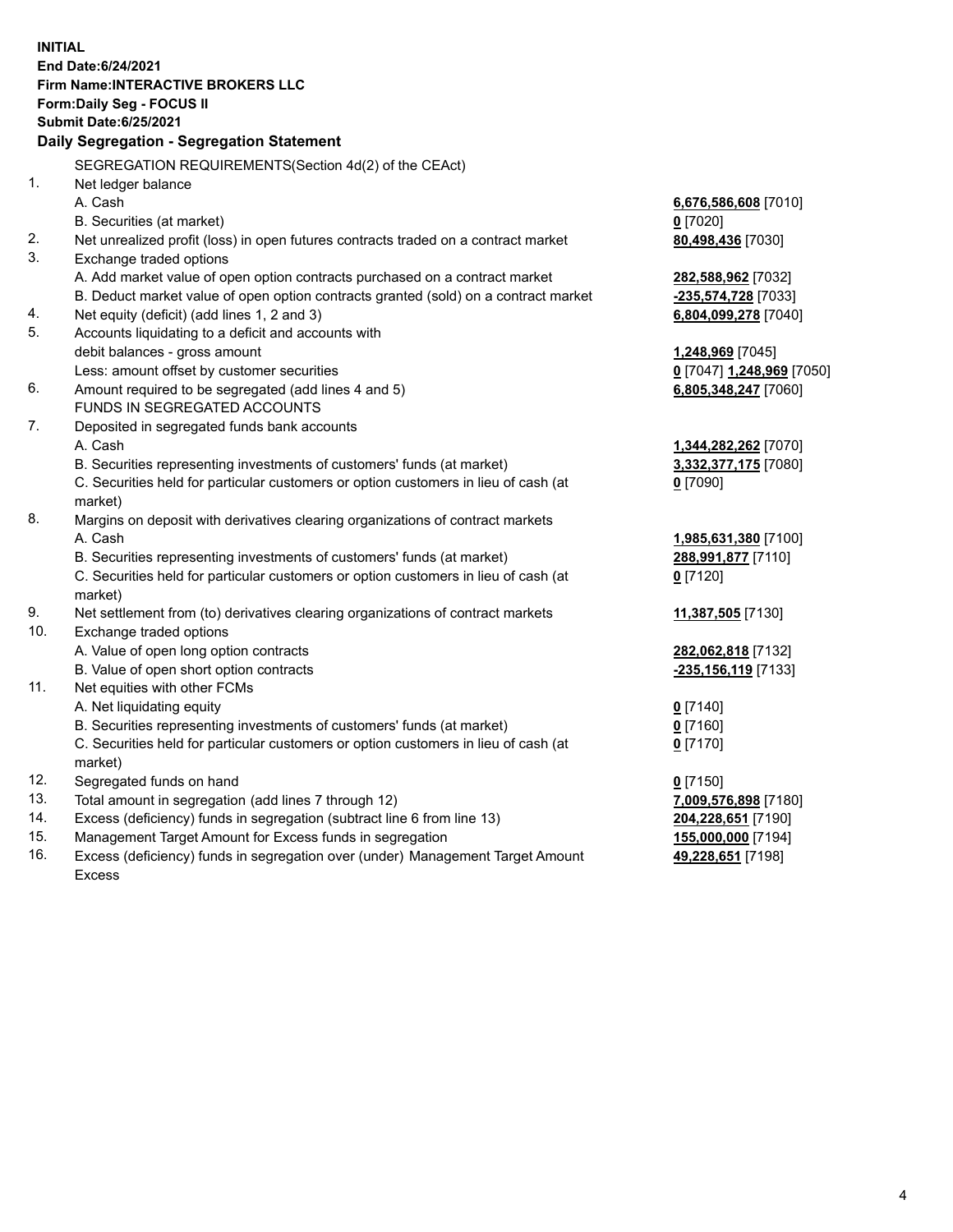**INITIAL**
**End Date:6/24/2021**
**Firm Name:INTERACTIVE BROKERS LLC**
**Form:Daily Seg - FOCUS II**
**Submit Date:6/25/2021**

### Daily Segregation - Segregation Statement

SEGREGATION REQUIREMENTS(Section 4d(2) of the CEAct)

| | | |
|---|---|---|
| 1. | Net ledger balance | |
| | A. Cash | **6,676,586,608** [7010] |
| | B. Securities (at market) | **0** [7020] |
| 2. | Net unrealized profit (loss) in open futures contracts traded on a contract market | **80,498,436** [7030] |
| 3. | Exchange traded options | |
| | A. Add market value of open option contracts purchased on a contract market | **282,588,962** [7032] |
| | B. Deduct market value of open option contracts granted (sold) on a contract market | **-235,574,728** [7033] |
| 4. | Net equity (deficit) (add lines 1, 2 and 3) | **6,804,099,278** [7040] |
| 5. | Accounts liquidating to a deficit and accounts with debit balances - gross amount | **1,248,969** [7045] |
| | Less: amount offset by customer securities | **0** [7047] **1,248,969** [7050] |
| 6. | Amount required to be segregated (add lines 4 and 5) | **6,805,348,247** [7060] |
| | FUNDS IN SEGREGATED ACCOUNTS | |
| 7. | Deposited in segregated funds bank accounts | |
| | A. Cash | **1,344,282,262** [7070] |
| | B. Securities representing investments of customers' funds (at market) | **3,332,377,175** [7080] |
| | C. Securities held for particular customers or option customers in lieu of cash (at market) | **0** [7090] |
| 8. | Margins on deposit with derivatives clearing organizations of contract markets | |
| | A. Cash | **1,985,631,380** [7100] |
| | B. Securities representing investments of customers' funds (at market) | **288,991,877** [7110] |
| | C. Securities held for particular customers or option customers in lieu of cash (at market) | **0** [7120] |
| 9. | Net settlement from (to) derivatives clearing organizations of contract markets | **11,387,505** [7130] |
| 10. | Exchange traded options | |
| | A. Value of open long option contracts | **282,062,818** [7132] |
| | B. Value of open short option contracts | **-235,156,119** [7133] |
| 11. | Net equities with other FCMs | |
| | A. Net liquidating equity | **0** [7140] |
| | B. Securities representing investments of customers' funds (at market) | **0** [7160] |
| | C. Securities held for particular customers or option customers in lieu of cash (at market) | **0** [7170] |
| 12. | Segregated funds on hand | **0** [7150] |
| 13. | Total amount in segregation (add lines 7 through 12) | **7,009,576,898** [7180] |
| 14. | Excess (deficiency) funds in segregation (subtract line 6 from line 13) | **204,228,651** [7190] |
| 15. | Management Target Amount for Excess funds in segregation | **155,000,000** [7194] |
| 16. | Excess (deficiency) funds in segregation over (under) Management Target Amount Excess | **49,228,651** [7198] |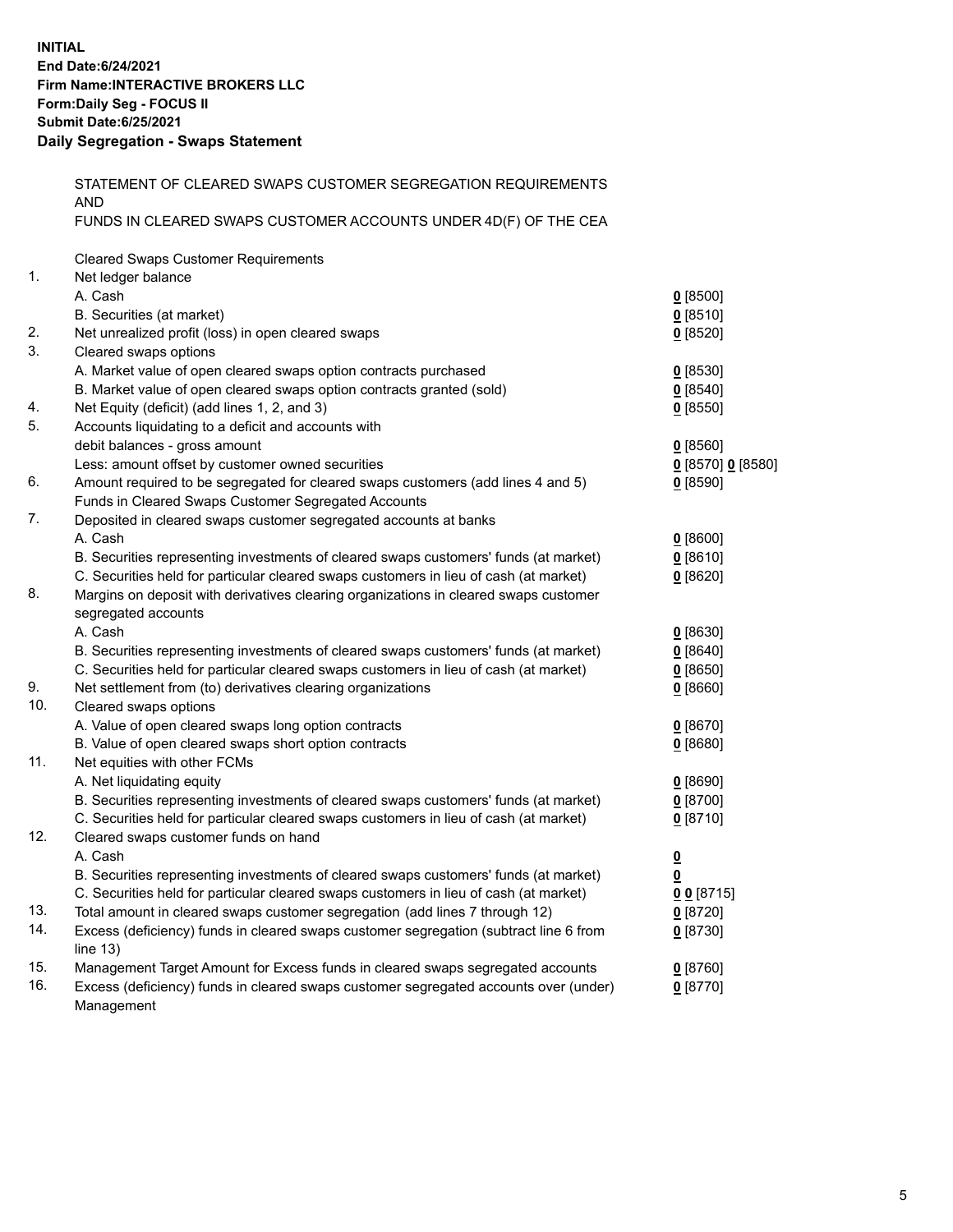**INITIAL**
**End Date:6/24/2021**
**Firm Name:INTERACTIVE BROKERS LLC**
**Form:Daily Seg - FOCUS II**
**Submit Date:6/25/2021**
**Daily Segregation - Swaps Statement**

STATEMENT OF CLEARED SWAPS CUSTOMER SEGREGATION REQUIREMENTS AND FUNDS IN CLEARED SWAPS CUSTOMER ACCOUNTS UNDER 4D(F) OF THE CEA

| | | |
|---|---|---|
| | Cleared Swaps Customer Requirements | |
| 1. | Net ledger balance | |
| | A. Cash | 0 [8500] |
| | B. Securities (at market) | 0 [8510] |
| 2. | Net unrealized profit (loss) in open cleared swaps | 0 [8520] |
| 3. | Cleared swaps options | |
| | A. Market value of open cleared swaps option contracts purchased | 0 [8530] |
| | B. Market value of open cleared swaps option contracts granted (sold) | 0 [8540] |
| 4. | Net Equity (deficit) (add lines 1, 2, and 3) | 0 [8550] |
| 5. | Accounts liquidating to a deficit and accounts with | |
| | debit balances - gross amount | 0 [8560] |
| | Less: amount offset by customer owned securities | 0 [8570] 0 [8580] |
| 6. | Amount required to be segregated for cleared swaps customers (add lines 4 and 5) | 0 [8590] |
| | Funds in Cleared Swaps Customer Segregated Accounts | |
| 7. | Deposited in cleared swaps customer segregated accounts at banks | |
| | A. Cash | 0 [8600] |
| | B. Securities representing investments of cleared swaps customers' funds (at market) | 0 [8610] |
| | C. Securities held for particular cleared swaps customers in lieu of cash (at market) | 0 [8620] |
| 8. | Margins on deposit with derivatives clearing organizations in cleared swaps customer segregated accounts | |
| | A. Cash | 0 [8630] |
| | B. Securities representing investments of cleared swaps customers' funds (at market) | 0 [8640] |
| | C. Securities held for particular cleared swaps customers in lieu of cash (at market) | 0 [8650] |
| 9. | Net settlement from (to) derivatives clearing organizations | 0 [8660] |
| 10. | Cleared swaps options | |
| | A. Value of open cleared swaps long option contracts | 0 [8670] |
| | B. Value of open cleared swaps short option contracts | 0 [8680] |
| 11. | Net equities with other FCMs | |
| | A. Net liquidating equity | 0 [8690] |
| | B. Securities representing investments of cleared swaps customers' funds (at market) | 0 [8700] |
| | C. Securities held for particular cleared swaps customers in lieu of cash (at market) | 0 [8710] |
| 12. | Cleared swaps customer funds on hand | |
| | A. Cash | 0 |
| | B. Securities representing investments of cleared swaps customers' funds (at market) | 0 |
| | C. Securities held for particular cleared swaps customers in lieu of cash (at market) | 0 0 [8715] |
| 13. | Total amount in cleared swaps customer segregation (add lines 7 through 12) | 0 [8720] |
| 14. | Excess (deficiency) funds in cleared swaps customer segregation (subtract line 6 from line 13) | 0 [8730] |
| 15. | Management Target Amount for Excess funds in cleared swaps segregated accounts | 0 [8760] |
| 16. | Excess (deficiency) funds in cleared swaps customer segregated accounts over (under) Management | 0 [8770] |